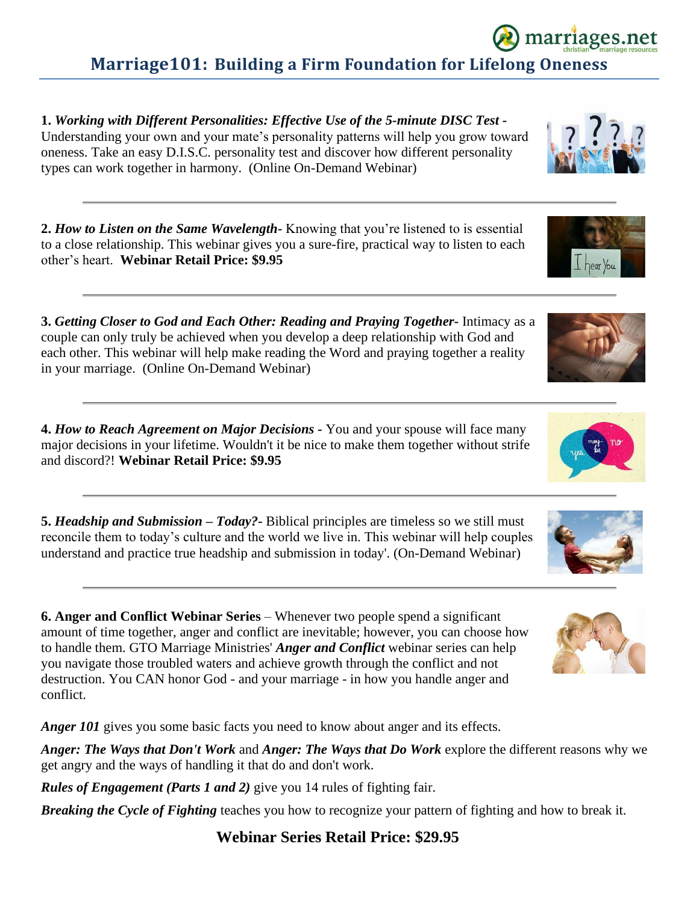# Marriage101: Building a Firm Foundation for Lifelong Oneness

**1.** ***Working with Different Personalities: Effective Use of the 5-minute DISC Test -*** Understanding your own and your mate's personality patterns will help you grow toward oneness. Take an easy D.I.S.C. personality test and discover how different personality types can work together in harmony. (Online On-Demand Webinar)

---

**2.** ***How to Listen on the Same Wavelength-*** Knowing that you're listened to is essential to a close relationship. This webinar gives you a sure-fire, practical way to listen to each other's heart. **Webinar Retail Price: $9.95**

---

**3.** ***Getting Closer to God and Each Other: Reading and Praying Together-*** Intimacy as a couple can only truly be achieved when you develop a deep relationship with God and each other. This webinar will help make reading the Word and praying together a reality in your marriage. (Online On-Demand Webinar)

---

**4.** ***How to Reach Agreement on Major Decisions -*** You and your spouse will face many major decisions in your lifetime. Wouldn't it be nice to make them together without strife and discord?! **Webinar Retail Price: $9.95**

---

**5.** ***Headship and Submission – Today?-*** Biblical principles are timeless so we still must reconcile them to today's culture and the world we live in. This webinar will help couples understand and practice true headship and submission in today'. (On-Demand Webinar)

---

**6. Anger and Conflict Webinar Series** – Whenever two people spend a significant amount of time together, anger and conflict are inevitable; however, you can choose how to handle them. GTO Marriage Ministries' ***Anger and Conflict*** webinar series can help you navigate those troubled waters and achieve growth through the conflict and not destruction. You CAN honor God - and your marriage - in how you handle anger and conflict.

***Anger 101*** gives you some basic facts you need to know about anger and its effects.

***Anger: The Ways that Don't Work*** and ***Anger: The Ways that Do Work*** explore the different reasons why we get angry and the ways of handling it that do and don't work.

***Rules of Engagement (Parts 1 and 2)*** give you 14 rules of fighting fair.

***Breaking the Cycle of Fighting*** teaches you how to recognize your pattern of fighting and how to break it.

**Webinar Series Retail Price: $29.95**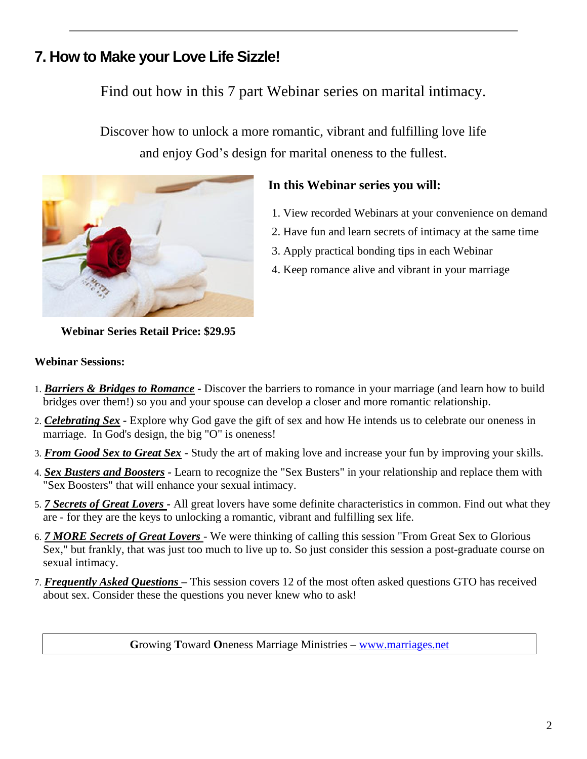## 7. How to Make your Love Life Sizzle!

Find out how in this 7 part Webinar series on marital intimacy.

Discover how to unlock a more romantic, vibrant and fulfilling love life and enjoy God's design for marital oneness to the fullest.

**In this Webinar series you will:**

1. View recorded Webinars at your convenience on demand
2. Have fun and learn secrets of intimacy at the same time
3. Apply practical bonding tips in each Webinar
4. Keep romance alive and vibrant in your marriage

**Webinar Series Retail Price: $29.95**

**Webinar Sessions:**

1. ***Barriers & Bridges to Romance*** **-** Discover the barriers to romance in your marriage (and learn how to build bridges over them!) so you and your spouse can develop a closer and more romantic relationship.
2. ***Celebrating Sex*** **-** Explore why God gave the gift of sex and how He intends us to celebrate our oneness in marriage. In God's design, the big "O" is oneness!
3. ***From Good Sex to Great Sex*** - Study the art of making love and increase your fun by improving your skills.
4. ***Sex Busters and Boosters*** **-** Learn to recognize the "Sex Busters" in your relationship and replace them with "Sex Boosters" that will enhance your sexual intimacy.
5. ***7 Secrets of Great Lovers*** **-** All great lovers have some definite characteristics in common. Find out what they are - for they are the keys to unlocking a romantic, vibrant and fulfilling sex life.
6. ***7 MORE Secrets of Great Lovers*** - We were thinking of calling this session "From Great Sex to Glorious Sex," but frankly, that was just too much to live up to. So just consider this session a post-graduate course on sexual intimacy.
7. ***Frequently Asked Questions*** **–** This session covers 12 of the most often asked questions GTO has received about sex. Consider these the questions you never knew who to ask!

**G**rowing **T**oward **O**neness Marriage Ministries – www.marriages.net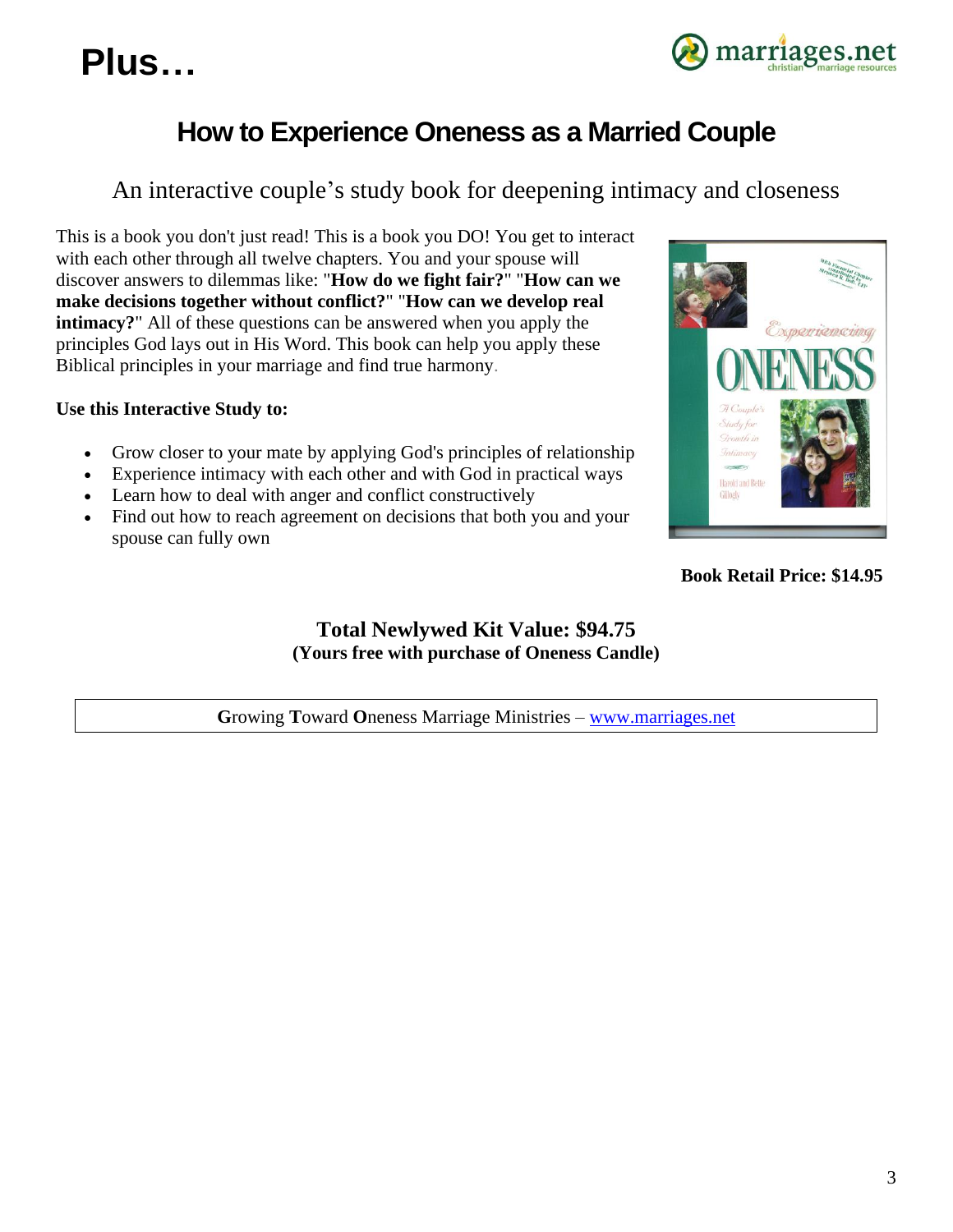# Plus…

## How to Experience Oneness as a Married Couple

An interactive couple's study book for deepening intimacy and closeness

This is a book you don't just read! This is a book you DO! You get to interact with each other through all twelve chapters. You and your spouse will discover answers to dilemmas like: "**How do we fight fair?**" "**How can we make decisions together without conflict?**" "**How can we develop real intimacy?**" All of these questions can be answered when you apply the principles God lays out in His Word. This book can help you apply these Biblical principles in your marriage and find true harmony.

**Use this Interactive Study to:**

- Grow closer to your mate by applying God's principles of relationship
- Experience intimacy with each other and with God in practical ways
- Learn how to deal with anger and conflict constructively
- Find out how to reach agreement on decisions that both you and your spouse can fully own

**Book Retail Price: $14.95**

**Total Newlywed Kit Value: $94.75**
**(Yours free with purchase of Oneness Candle)**

**G**rowing **T**oward **O**neness Marriage Ministries – www.marriages.net